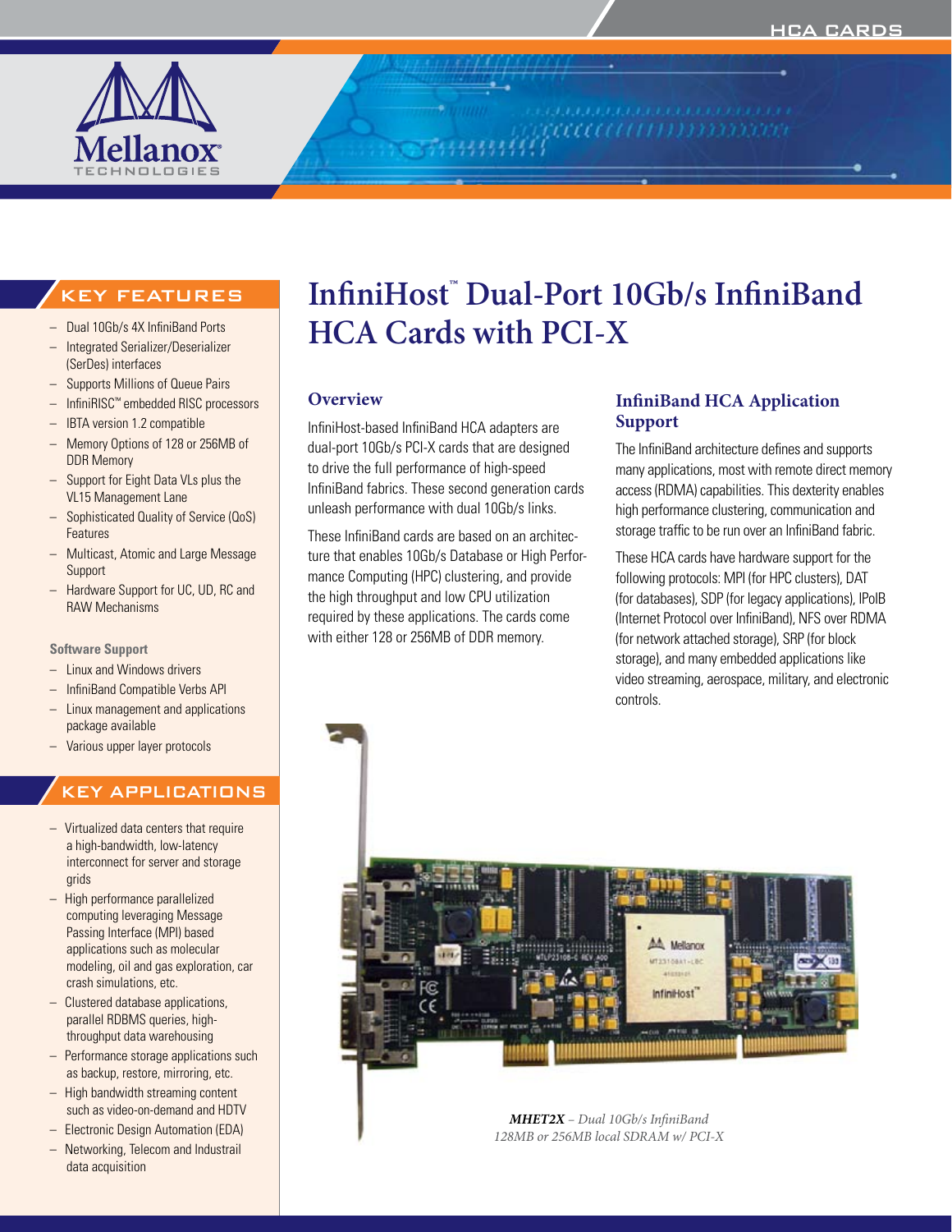# InfiniHost™ Dual-Port 10Gb/s InfiniBand HCA Cards with PCI-X

## KEY FEATURES

- Dual 10Gb/s 4X InfiniBand Ports
- Integrated Serializer/Deserializer (SerDes) interfaces
- Supports Millions of Queue Pairs
- InfiniRISC™ embedded RISC processors
- IBTA version 1.2 compatible
- Memory Options of 128 or 256MB of DDR Memory
- Support for Eight Data VLs plus the VL15 Management Lane
- Sophisticated Quality of Service (QoS) Features
- Multicast, Atomic and Large Message Support
- Hardware Support for UC, UD, RC and RAW Mechanisms

**Software Support**

- Linux and Windows drivers
- InfiniBand Compatible Verbs API
- Linux management and applications package available
- Various upper layer protocols

## KEY APPLICATIONS

- Virtualized data centers that require a high-bandwidth, low-latency interconnect for server and storage grids
- High performance parallelized computing leveraging Message Passing Interface (MPI) based applications such as molecular modeling, oil and gas exploration, car crash simulations, etc.
- Clustered database applications, parallel RDBMS queries, high-throughput data warehousing
- Performance storage applications such as backup, restore, mirroring, etc.
- High bandwidth streaming content such as video-on-demand and HDTV
- Electronic Design Automation (EDA)
- Networking, Telecom and Industrail data acquisition

### Overview

InfiniHost-based InfiniBand HCA adapters are dual-port 10Gb/s PCI-X cards that are designed to drive the full performance of high-speed InfiniBand fabrics. These second generation cards unleash performance with dual 10Gb/s links.

These InfiniBand cards are based on an architecture that enables 10Gb/s Database or High Performance Computing (HPC) clustering, and provide the high throughput and low CPU utilization required by these applications. The cards come with either 128 or 256MB of DDR memory.

### InfiniBand HCA Application Support

The InfiniBand architecture defines and supports many applications, most with remote direct memory access (RDMA) capabilities. This dexterity enables high performance clustering, communication and storage traffic to be run over an InfiniBand fabric.

These HCA cards have hardware support for the following protocols: MPI (for HPC clusters), DAT (for databases), SDP (for legacy applications), IPoIB (Internet Protocol over InfiniBand), NFS over RDMA (for network attached storage), SRP (for block storage), and many embedded applications like video streaming, aerospace, military, and electronic controls.

***MHET2X** – Dual 10Gb/s InfiniBand 128MB or 256MB local SDRAM w/ PCI-X*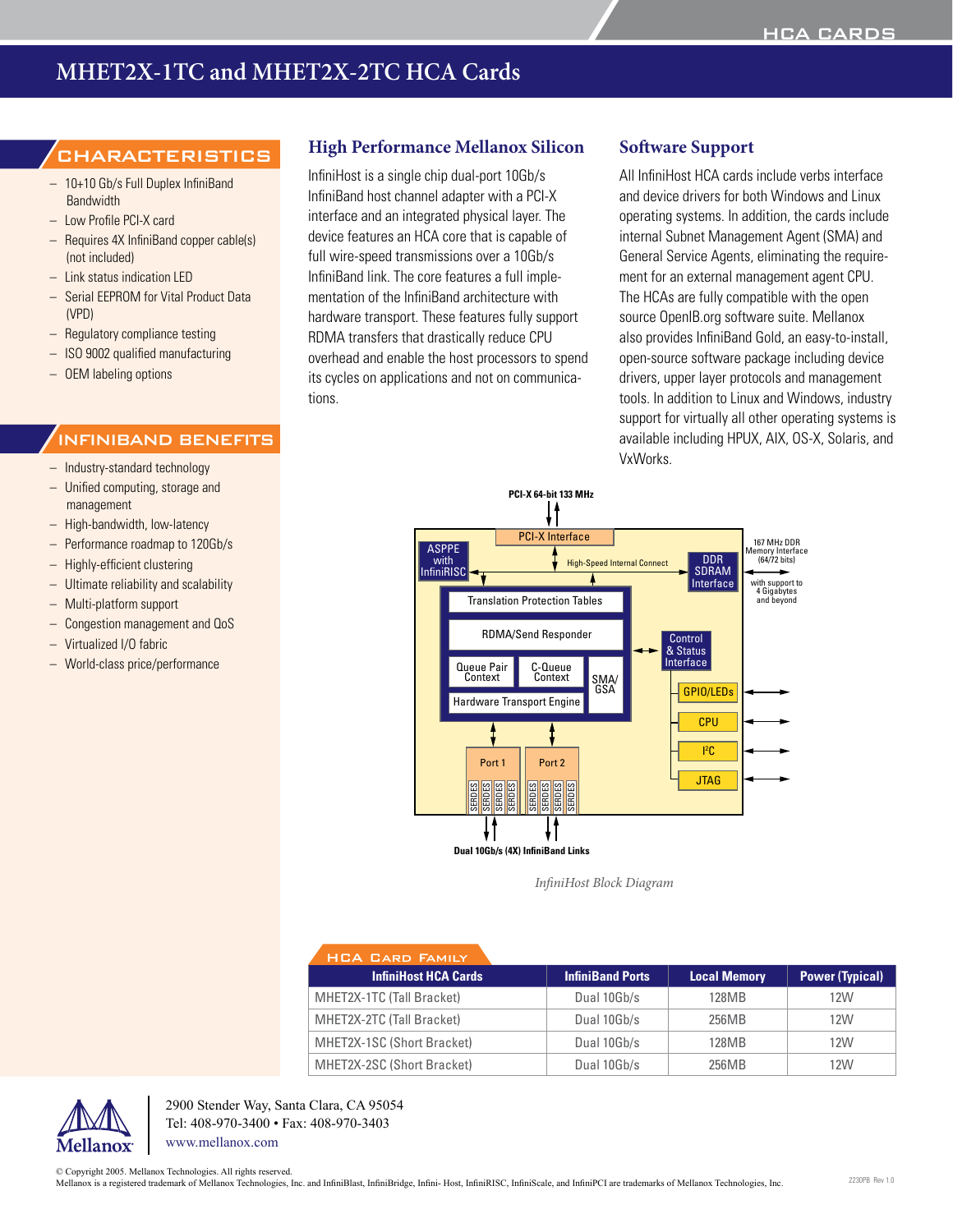# MHET2X-1TC and MHET2X-2TC HCA Cards

## CHARACTERISTICS

- 10+10 Gb/s Full Duplex InfiniBand Bandwidth
- Low Profile PCI-X card
- Requires 4X InfiniBand copper cable(s) (not included)
- Link status indication LED
- Serial EEPROM for Vital Product Data (VPD)
- Regulatory compliance testing
- ISO 9002 qualified manufacturing
- OEM labeling options

## INFINIBAND BENEFITS

- Industry-standard technology
- Unified computing, storage and management
- High-bandwidth, low-latency
- Performance roadmap to 120Gb/s
- Highly-efficient clustering
- Ultimate reliability and scalability
- Multi-platform support
- Congestion management and QoS
- Virtualized I/O fabric
- World-class price/performance

## High Performance Mellanox Silicon

InfiniHost is a single chip dual-port 10Gb/s InfiniBand host channel adapter with a PCI-X interface and an integrated physical layer. The device features an HCA core that is capable of full wire-speed transmissions over a 10Gb/s InfiniBand link. The core features a full implementation of the InfiniBand architecture with hardware transport. These features fully support RDMA transfers that drastically reduce CPU overhead and enable the host processors to spend its cycles on applications and not on communications.

## Software Support

All InfiniHost HCA cards include verbs interface and device drivers for both Windows and Linux operating systems. In addition, the cards include internal Subnet Management Agent (SMA) and General Service Agents, eliminating the requirement for an external management agent CPU. The HCAs are fully compatible with the open source OpenIB.org software suite. Mellanox also provides InfiniBand Gold, an easy-to-install, open-source software package including device drivers, upper layer protocols and management tools. In addition to Linux and Windows, industry support for virtually all other operating systems is available including HPUX, AIX, OS-X, Solaris, and VxWorks.

PCI-X 64-bit 133 MHz

PCI-X Interface

ASPPE with InfiniRISC

High-Speed Internal Connect

DDR SDRAM Interface

167 MHz DDR Memory Interface (64/72 bits)

with support to 4 Gigabytes and beyond

Translation Protection Tables

RDMA/Send Responder

Queue Pair Context

C-Queue Context

SMA/ GSA

Hardware Transport Engine

Control & Status Interface

GPIO/LEDs

CPU

I²C

JTAG

Port 1

Port 2

SERDES SERDES SERDES SERDES

SERDES SERDES SERDES SERDES

Dual 10Gb/s (4X) InfiniBand Links

*InfiniHost Block Diagram*

## HCA Card Family

| InfiniHost HCA Cards | InfiniBand Ports | Local Memory | Power (Typical) |
|---|---|---|---|
| MHET2X-1TC (Tall Bracket) | Dual 10Gb/s | 128MB | 12W |
| MHET2X-2TC (Tall Bracket) | Dual 10Gb/s | 256MB | 12W |
| MHET2X-1SC (Short Bracket) | Dual 10Gb/s | 128MB | 12W |
| MHET2X-2SC (Short Bracket) | Dual 10Gb/s | 256MB | 12W |

Mellanox

2900 Stender Way, Santa Clara, CA 95054
Tel: 408-970-3400 • Fax: 408-970-3403
www.mellanox.com

© Copyright 2005. Mellanox Technologies. All rights reserved.
Mellanox is a registered trademark of Mellanox Technologies, Inc. and InfiniBlast, InfiniBridge, Infini- Host, InfiniRISC, InfiniScale, and InfiniPCI are trademarks of Mellanox Technologies, Inc.

2230PB Rev 1.0